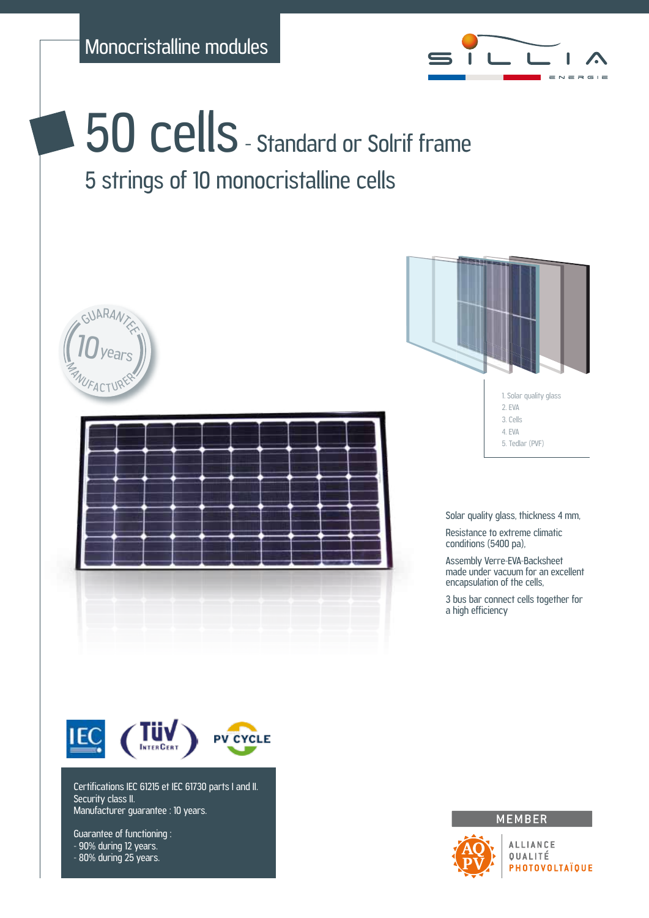Monocristalline modules

# 50 cells - Standard or Solrif frame

## 5 strings of 10 monocristalline cells

GUARANTEE 10 years MANUFACTURER

1. Solar quality glass
2. EVA
3. Cells
4. EVA
5. Tedlar (PVF)

Solar quality glass, thickness 4 mm,

Resistance to extreme climatic conditions (5400 pa),

Assembly Verre-EVA-Backsheet made under vacuum for an excellent encapsulation of the cells,

3 bus bar connect cells together for a high efficiency

Certifications IEC 61215 et IEC 61730 parts I and II.
Security class II.
Manufacturer guarantee : 10 years.

Guarantee of functioning :
- 90% during 12 years.
- 80% during 25 years.

MEMBER

ALLIANCE QUALITÉ PHOTOVOLTAÏQUE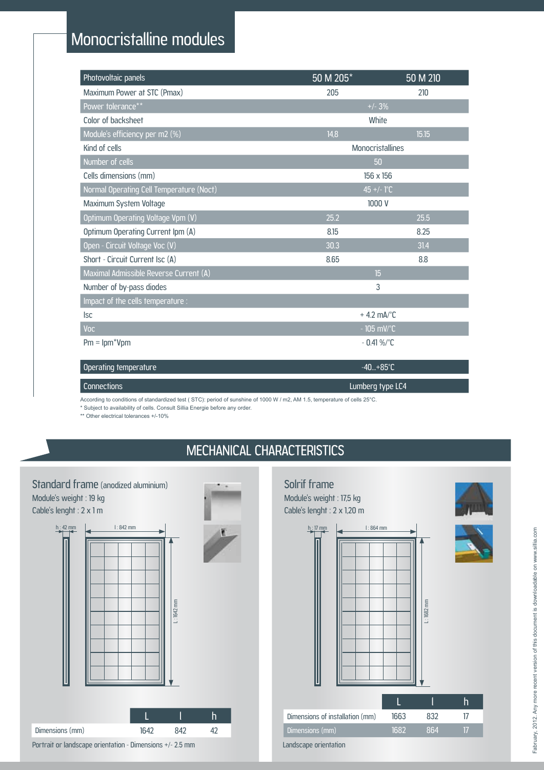# Monocristalline modules

| Photovoltaic panels | 50 M 205* | 50 M 210 |
|---|---|---|
| Maximum Power at STC (Pmax) | 205 | 210 |
| Power tolerance** | +/- 3% | |
| Color of backsheet | White | |
| Module's efficiency per m2 (%) | 14.8 | 15.15 |
| Kind of cells | Monocristallines | |
| Number of cells | 50 | |
| Cells dimensions (mm) | 156 x 156 | |
| Normal Operating Cell Temperature (Noct) | 45 +/- 1°C | |
| Maximum System Voltage | 1000 V | |
| Optimum Operating Voltage Vpm (V) | 25.2 | 25.5 |
| Optimum Operating Current Ipm (A) | 8.15 | 8.25 |
| Open - Circuit Voltage Voc (V) | 30.3 | 31.4 |
| Short - Circuit Current Isc (A) | 8.65 | 8.8 |
| Maximal Admissible Reverse Current (A) | 15 | |
| Number of by-pass diodes | 3 | |
| Impact of the cells temperature : | | |
| Isc | + 4.2 mA/°C | |
| Voc | - 105 mV/°C | |
| Pm = Ipm*Vpm | - 0.41 %/°C | |
| Operating temperature | -40...+85°C | |
| Connections | Lumberg type LC4 | |

According to conditions of standardized test ( STC): period of sunshine of 1000 W / m2, AM 1.5, temperature of cells 25°C.

* Subject to availability of cells. Consult Sillia Energie before any order.

** Other electrical tolerances +/-10%

## MECHANICAL CHARACTERISTICS

### Standard frame (anodized aluminium)

Module's weight : 19 kg

Cable's lenght : 2 x 1 m

h : 42 mm

l : 842 mm

L : 1642 mm

| | L | l | h |
|---|---|---|---|
| Dimensions (mm) | 1642 | 842 | 42 |

Portrait or landscape orientation - Dimensions +/- 2.5 mm

### Solrif frame

Module's weight : 17,5 kg

Cable's lenght : 2 x 1,20 m

h : 17 mm

l : 864 mm

L : 1682 mm

| | L | l | h |
|---|---|---|---|
| Dimensions of installation (mm) | 1663 | 832 | 17 |
| Dimensions (mm) | 1682 | 864 | 17 |

Landscape orientation

February, 2012. Any more recent version of this document is downloadable on www.sillia.com